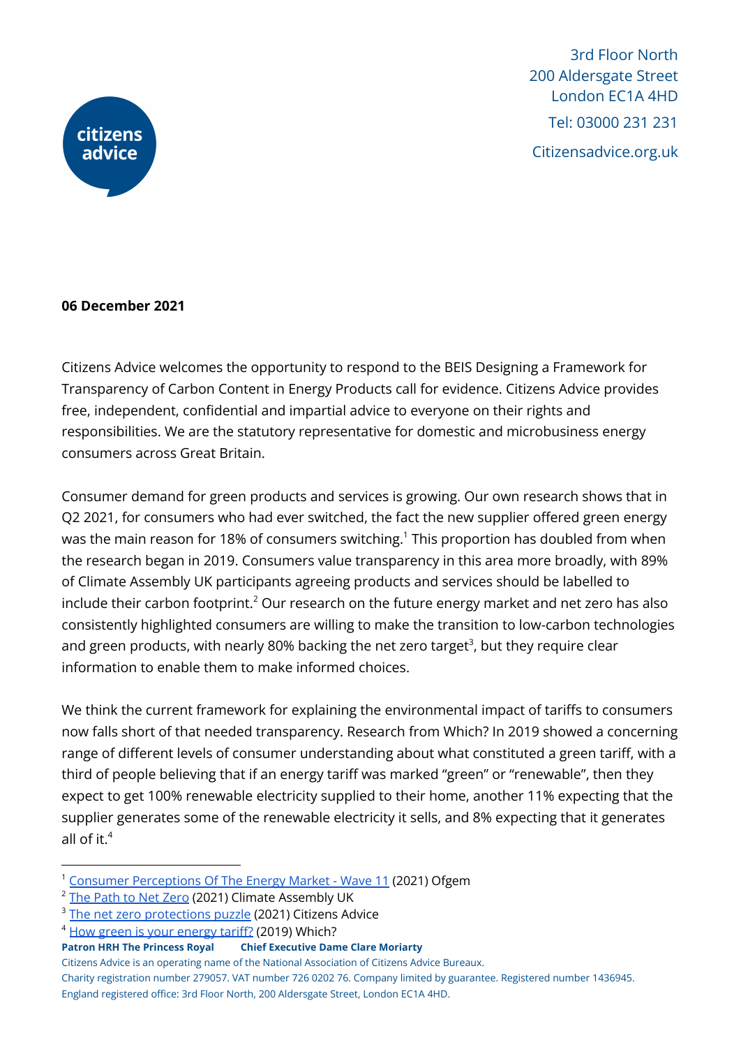3rd Floor North
200 Aldersgate Street
London EC1A 4HD
Tel: 03000 231 231
Citizensadvice.org.uk

**06 December 2021**

Citizens Advice welcomes the opportunity to respond to the BEIS Designing a Framework for Transparency of Carbon Content in Energy Products call for evidence. Citizens Advice provides free, independent, confidential and impartial advice to everyone on their rights and responsibilities. We are the statutory representative for domestic and microbusiness energy consumers across Great Britain.

Consumer demand for green products and services is growing. Our own research shows that in Q2 2021, for consumers who had ever switched, the fact the new supplier offered green energy was the main reason for 18% of consumers switching.[1] This proportion has doubled from when the research began in 2019. Consumers value transparency in this area more broadly, with 89% of Climate Assembly UK participants agreeing products and services should be labelled to include their carbon footprint.[2] Our research on the future energy market and net zero has also consistently highlighted consumers are willing to make the transition to low-carbon technologies and green products, with nearly 80% backing the net zero target[3], but they require clear information to enable them to make informed choices.

We think the current framework for explaining the environmental impact of tariffs to consumers now falls short of that needed transparency. Research from Which? In 2019 showed a concerning range of different levels of consumer understanding about what constituted a green tariff, with a third of people believing that if an energy tariff was marked "green" or "renewable", then they expect to get 100% renewable electricity supplied to their home, another 11% expecting that the supplier generates some of the renewable electricity it sells, and 8% expecting that it generates all of it.[4]

[1] Consumer Perceptions Of The Energy Market - Wave 11 (2021) Ofgem
[2] The Path to Net Zero (2021) Climate Assembly UK
[3] The net zero protections puzzle (2021) Citizens Advice
[4] How green is your energy tariff? (2019) Which?

**Patron HRH The Princess Royal** **Chief Executive Dame Clare Moriarty**

Citizens Advice is an operating name of the National Association of Citizens Advice Bureaux.
Charity registration number 279057. VAT number 726 0202 76. Company limited by guarantee. Registered number 1436945.
England registered office: 3rd Floor North, 200 Aldersgate Street, London EC1A 4HD.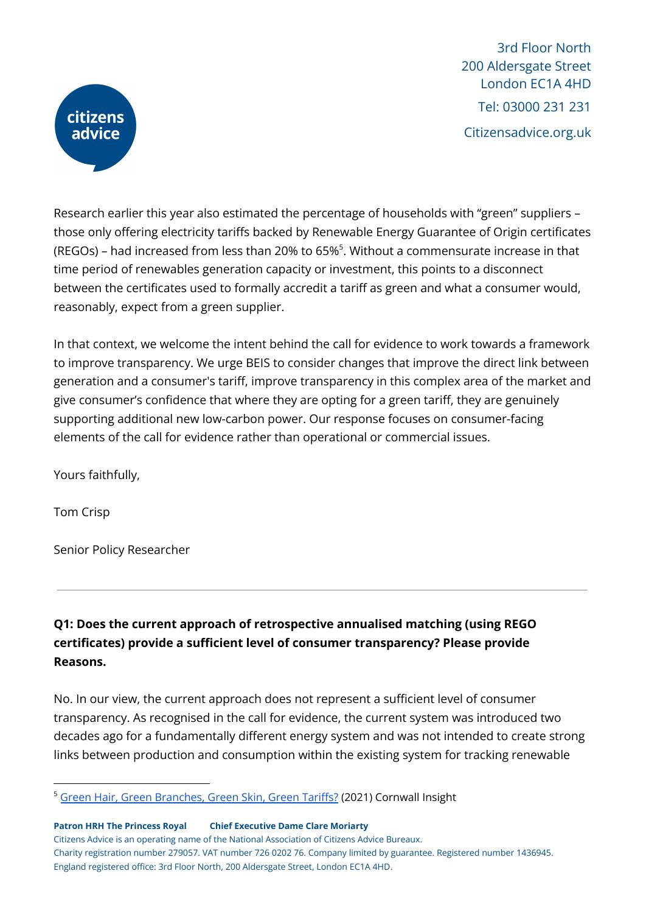Research earlier this year also estimated the percentage of households with "green" suppliers – those only offering electricity tariffs backed by Renewable Energy Guarantee of Origin certificates (REGOs) – had increased from less than 20% to 65%[5]. Without a commensurate increase in that time period of renewables generation capacity or investment, this points to a disconnect between the certificates used to formally accredit a tariff as green and what a consumer would, reasonably, expect from a green supplier.

In that context, we welcome the intent behind the call for evidence to work towards a framework to improve transparency. We urge BEIS to consider changes that improve the direct link between generation and a consumer's tariff, improve transparency in this complex area of the market and give consumer's confidence that where they are opting for a green tariff, they are genuinely supporting additional new low-carbon power. Our response focuses on consumer-facing elements of the call for evidence rather than operational or commercial issues.

Yours faithfully,

Tom Crisp

Senior Policy Researcher

---

**Q1: Does the current approach of retrospective annualised matching (using REGO certificates) provide a sufficient level of consumer transparency? Please provide Reasons.**

No. In our view, the current approach does not represent a sufficient level of consumer transparency. As recognised in the call for evidence, the current system was introduced two decades ago for a fundamentally different energy system and was not intended to create strong links between production and consumption within the existing system for tracking renewable

---

[5] Green Hair, Green Branches, Green Skin, Green Tariffs? (2021) Cornwall Insight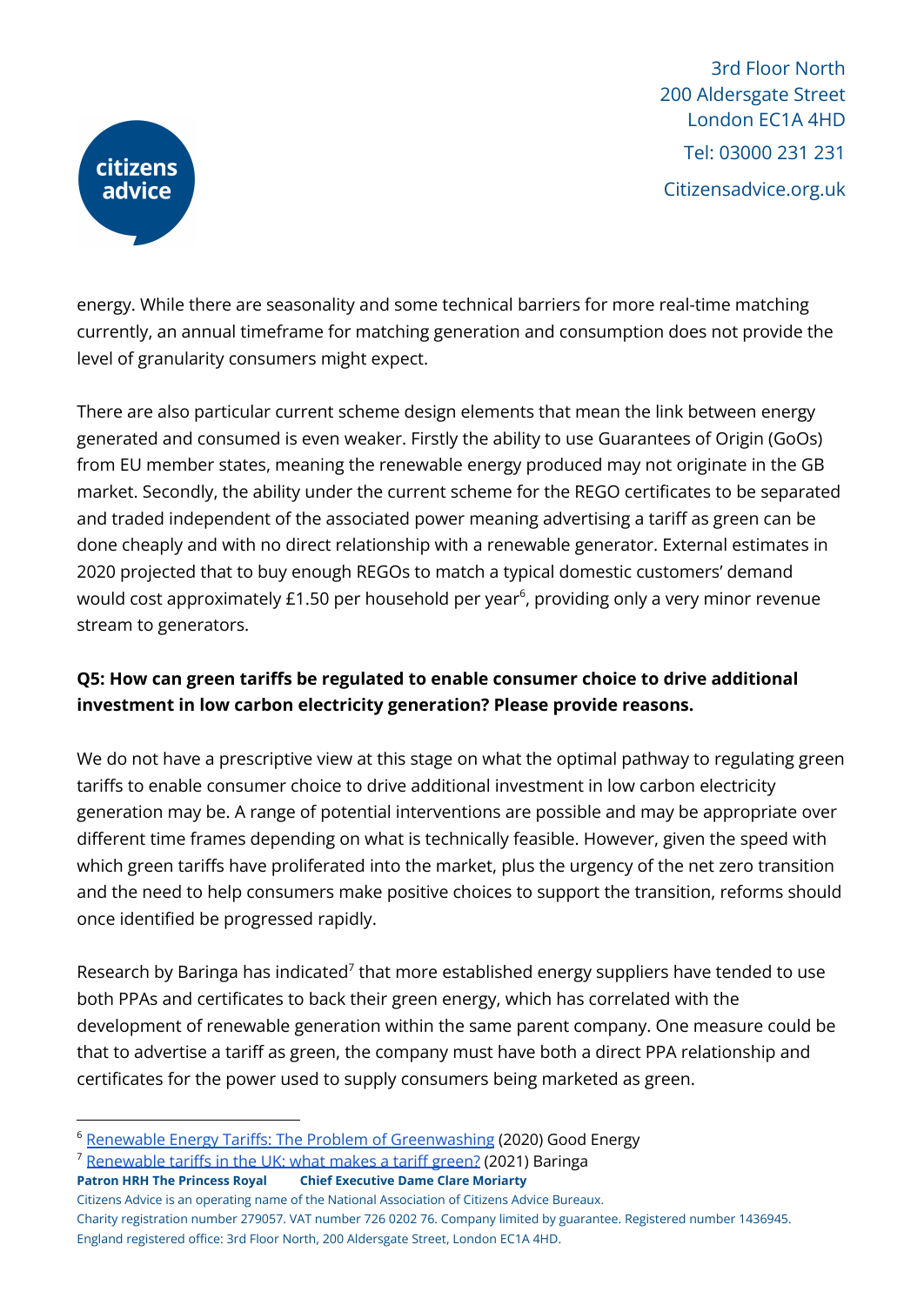energy. While there are seasonality and some technical barriers for more real-time matching currently, an annual timeframe for matching generation and consumption does not provide the level of granularity consumers might expect.

There are also particular current scheme design elements that mean the link between energy generated and consumed is even weaker. Firstly the ability to use Guarantees of Origin (GoOs) from EU member states, meaning the renewable energy produced may not originate in the GB market. Secondly, the ability under the current scheme for the REGO certificates to be separated and traded independent of the associated power meaning advertising a tariff as green can be done cheaply and with no direct relationship with a renewable generator. External estimates in 2020 projected that to buy enough REGOs to match a typical domestic customers' demand would cost approximately £1.50 per household per year[6], providing only a very minor revenue stream to generators.

**Q5: How can green tariffs be regulated to enable consumer choice to drive additional investment in low carbon electricity generation? Please provide reasons.**

We do not have a prescriptive view at this stage on what the optimal pathway to regulating green tariffs to enable consumer choice to drive additional investment in low carbon electricity generation may be. A range of potential interventions are possible and may be appropriate over different time frames depending on what is technically feasible. However, given the speed with which green tariffs have proliferated into the market, plus the urgency of the net zero transition and the need to help consumers make positive choices to support the transition, reforms should once identified be progressed rapidly.

Research by Baringa has indicated[7] that more established energy suppliers have tended to use both PPAs and certificates to back their green energy, which has correlated with the development of renewable generation within the same parent company. One measure could be that to advertise a tariff as green, the company must have both a direct PPA relationship and certificates for the power used to supply consumers being marketed as green.

---

[6] Renewable Energy Tariffs: The Problem of Greenwashing (2020) Good Energy

[7] Renewable tariffs in the UK: what makes a tariff green? (2021) Baringa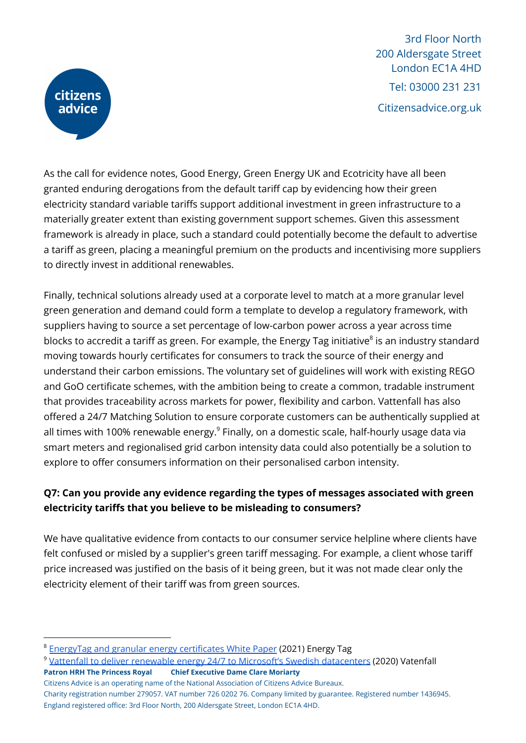As the call for evidence notes, Good Energy, Green Energy UK and Ecotricity have all been granted enduring derogations from the default tariff cap by evidencing how their green electricity standard variable tariffs support additional investment in green infrastructure to a materially greater extent than existing government support schemes. Given this assessment framework is already in place, such a standard could potentially become the default to advertise a tariff as green, placing a meaningful premium on the products and incentivising more suppliers to directly invest in additional renewables.

Finally, technical solutions already used at a corporate level to match at a more granular level green generation and demand could form a template to develop a regulatory framework, with suppliers having to source a set percentage of low-carbon power across a year across time blocks to accredit a tariff as green. For example, the Energy Tag initiative[8] is an industry standard moving towards hourly certificates for consumers to track the source of their energy and understand their carbon emissions. The voluntary set of guidelines will work with existing REGO and GoO certificate schemes, with the ambition being to create a common, tradable instrument that provides traceability across markets for power, flexibility and carbon. Vattenfall has also offered a 24/7 Matching Solution to ensure corporate customers can be authentically supplied at all times with 100% renewable energy.[9] Finally, on a domestic scale, half-hourly usage data via smart meters and regionalised grid carbon intensity data could also potentially be a solution to explore to offer consumers information on their personalised carbon intensity.

**Q7: Can you provide any evidence regarding the types of messages associated with green electricity tariffs that you believe to be misleading to consumers?**

We have qualitative evidence from contacts to our consumer service helpline where clients have felt confused or misled by a supplier's green tariff messaging. For example, a client whose tariff price increased was justified on the basis of it being green, but it was not made clear only the electricity element of their tariff was from green sources.

---

[8] EnergyTag and granular energy certificates White Paper (2021) Energy Tag

[9] Vattenfall to deliver renewable energy 24/7 to Microsoft's Swedish datacenters (2020) Vatenfall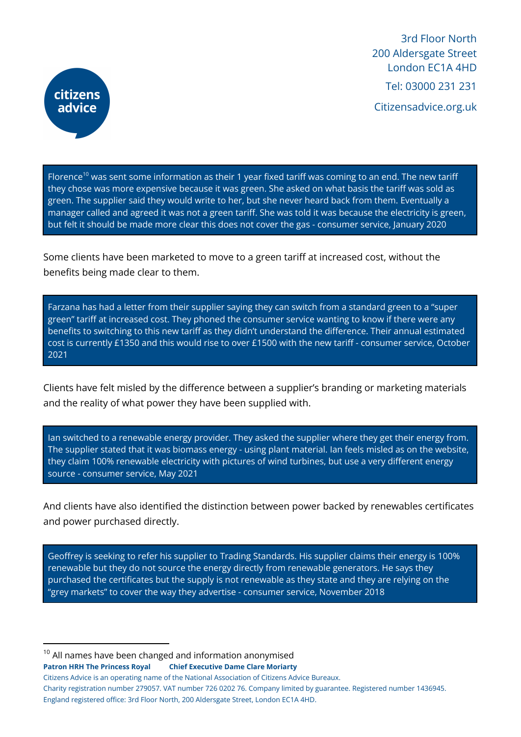> Florence[10] was sent some information as their 1 year fixed tariff was coming to an end. The new tariff they chose was more expensive because it was green. She asked on what basis the tariff was sold as green. The supplier said they would write to her, but she never heard back from them. Eventually a manager called and agreed it was not a green tariff. She was told it was because the electricity is green, but felt it should be made more clear this does not cover the gas - consumer service, January 2020

Some clients have been marketed to move to a green tariff at increased cost, without the benefits being made clear to them.

> Farzana has had a letter from their supplier saying they can switch from a standard green to a "super green" tariff at increased cost. They phoned the consumer service wanting to know if there were any benefits to switching to this new tariff as they didn't understand the difference. Their annual estimated cost is currently £1350 and this would rise to over £1500 with the new tariff - consumer service, October 2021

Clients have felt misled by the difference between a supplier's branding or marketing materials and the reality of what power they have been supplied with.

> Ian switched to a renewable energy provider. They asked the supplier where they get their energy from. The supplier stated that it was biomass energy - using plant material. Ian feels misled as on the website, they claim 100% renewable electricity with pictures of wind turbines, but use a very different energy source - consumer service, May 2021

And clients have also identified the distinction between power backed by renewables certificates and power purchased directly.

> Geoffrey is seeking to refer his supplier to Trading Standards. His supplier claims their energy is 100% renewable but they do not source the energy directly from renewable generators. He says they purchased the certificates but the supply is not renewable as they state and they are relying on the "grey markets" to cover the way they advertise - consumer service, November 2018

---

[10] All names have been changed and information anonymised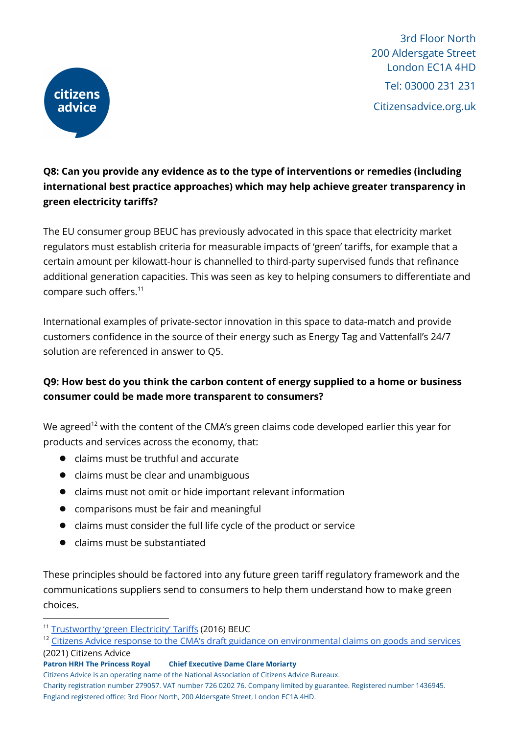**Q8: Can you provide any evidence as to the type of interventions or remedies (including international best practice approaches) which may help achieve greater transparency in green electricity tariffs?**

The EU consumer group BEUC has previously advocated in this space that electricity market regulators must establish criteria for measurable impacts of 'green' tariffs, for example that a certain amount per kilowatt-hour is channelled to third-party supervised funds that refinance additional generation capacities. This was seen as key to helping consumers to differentiate and compare such offers.[11]

International examples of private-sector innovation in this space to data-match and provide customers confidence in the source of their energy such as Energy Tag and Vattenfall's 24/7 solution are referenced in answer to Q5.

**Q9: How best do you think the carbon content of energy supplied to a home or business consumer could be made more transparent to consumers?**

We agreed[12] with the content of the CMA's green claims code developed earlier this year for products and services across the economy, that:

- claims must be truthful and accurate
- claims must be clear and unambiguous
- claims must not omit or hide important relevant information
- comparisons must be fair and meaningful
- claims must consider the full life cycle of the product or service
- claims must be substantiated

These principles should be factored into any future green tariff regulatory framework and the communications suppliers send to consumers to help them understand how to make green choices.

---

[11] Trustworthy 'green Electricity' Tariffs (2016) BEUC

[12] Citizens Advice response to the CMA's draft guidance on environmental claims on goods and services (2021) Citizens Advice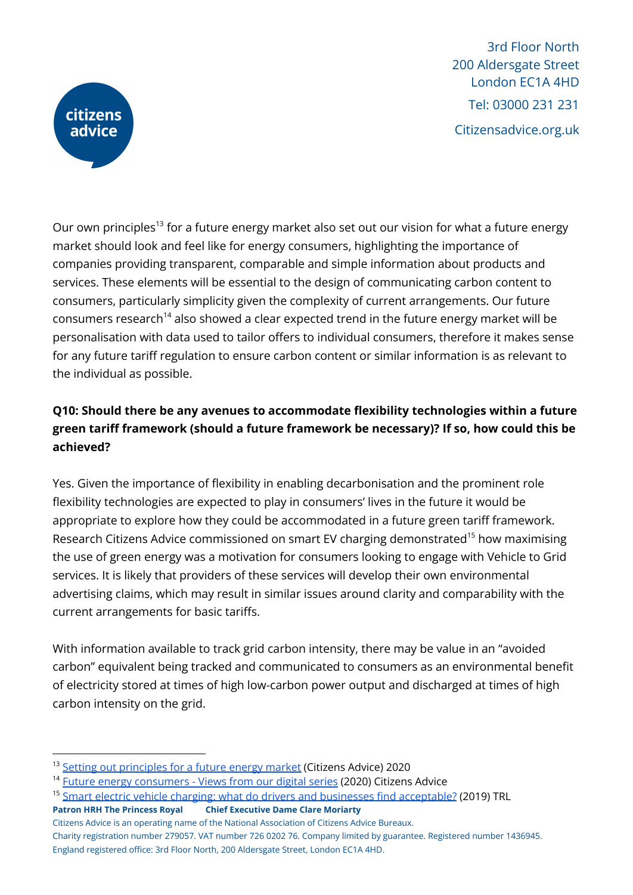Our own principles[13] for a future energy market also set out our vision for what a future energy market should look and feel like for energy consumers, highlighting the importance of companies providing transparent, comparable and simple information about products and services. These elements will be essential to the design of communicating carbon content to consumers, particularly simplicity given the complexity of current arrangements. Our future consumers research[14] also showed a clear expected trend in the future energy market will be personalisation with data used to tailor offers to individual consumers, therefore it makes sense for any future tariff regulation to ensure carbon content or similar information is as relevant to the individual as possible.

**Q10: Should there be any avenues to accommodate flexibility technologies within a future green tariff framework (should a future framework be necessary)? If so, how could this be achieved?**

Yes. Given the importance of flexibility in enabling decarbonisation and the prominent role flexibility technologies are expected to play in consumers' lives in the future it would be appropriate to explore how they could be accommodated in a future green tariff framework. Research Citizens Advice commissioned on smart EV charging demonstrated[15] how maximising the use of green energy was a motivation for consumers looking to engage with Vehicle to Grid services. It is likely that providers of these services will develop their own environmental advertising claims, which may result in similar issues around clarity and comparability with the current arrangements for basic tariffs.

With information available to track grid carbon intensity, there may be value in an "avoided carbon" equivalent being tracked and communicated to consumers as an environmental benefit of electricity stored at times of high low-carbon power output and discharged at times of high carbon intensity on the grid.

---

[13] Setting out principles for a future energy market (Citizens Advice) 2020

[14] Future energy consumers - Views from our digital series (2020) Citizens Advice

[15] Smart electric vehicle charging: what do drivers and businesses find acceptable? (2019) TRL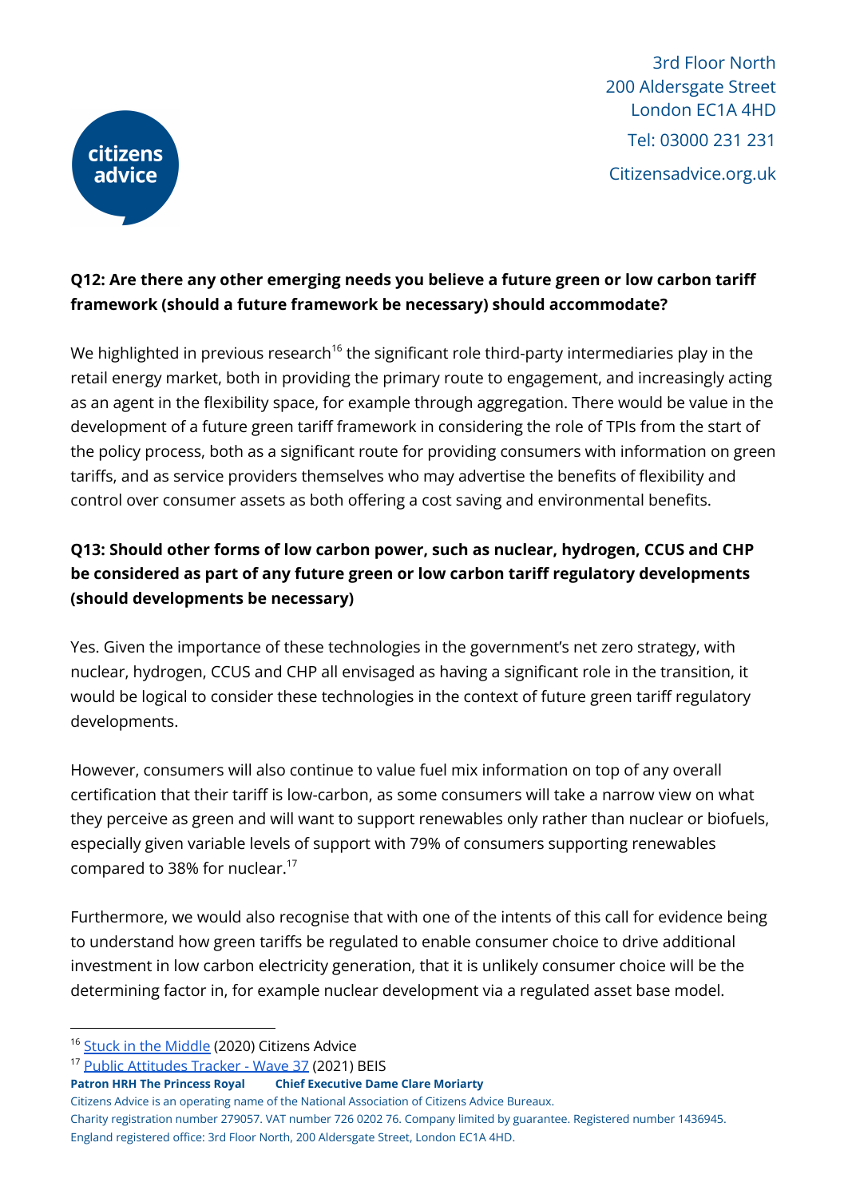**Q12: Are there any other emerging needs you believe a future green or low carbon tariff framework (should a future framework be necessary) should accommodate?**

We highlighted in previous research[16] the significant role third-party intermediaries play in the retail energy market, both in providing the primary route to engagement, and increasingly acting as an agent in the flexibility space, for example through aggregation. There would be value in the development of a future green tariff framework in considering the role of TPIs from the start of the policy process, both as a significant route for providing consumers with information on green tariffs, and as service providers themselves who may advertise the benefits of flexibility and control over consumer assets as both offering a cost saving and environmental benefits.

**Q13: Should other forms of low carbon power, such as nuclear, hydrogen, CCUS and CHP be considered as part of any future green or low carbon tariff regulatory developments (should developments be necessary)**

Yes. Given the importance of these technologies in the government's net zero strategy, with nuclear, hydrogen, CCUS and CHP all envisaged as having a significant role in the transition, it would be logical to consider these technologies in the context of future green tariff regulatory developments.

However, consumers will also continue to value fuel mix information on top of any overall certification that their tariff is low-carbon, as some consumers will take a narrow view on what they perceive as green and will want to support renewables only rather than nuclear or biofuels, especially given variable levels of support with 79% of consumers supporting renewables compared to 38% for nuclear.[17]

Furthermore, we would also recognise that with one of the intents of this call for evidence being to understand how green tariffs be regulated to enable consumer choice to drive additional investment in low carbon electricity generation, that it is unlikely consumer choice will be the determining factor in, for example nuclear development via a regulated asset base model.

---

[16] Stuck in the Middle (2020) Citizens Advice

[17] Public Attitudes Tracker - Wave 37 (2021) BEIS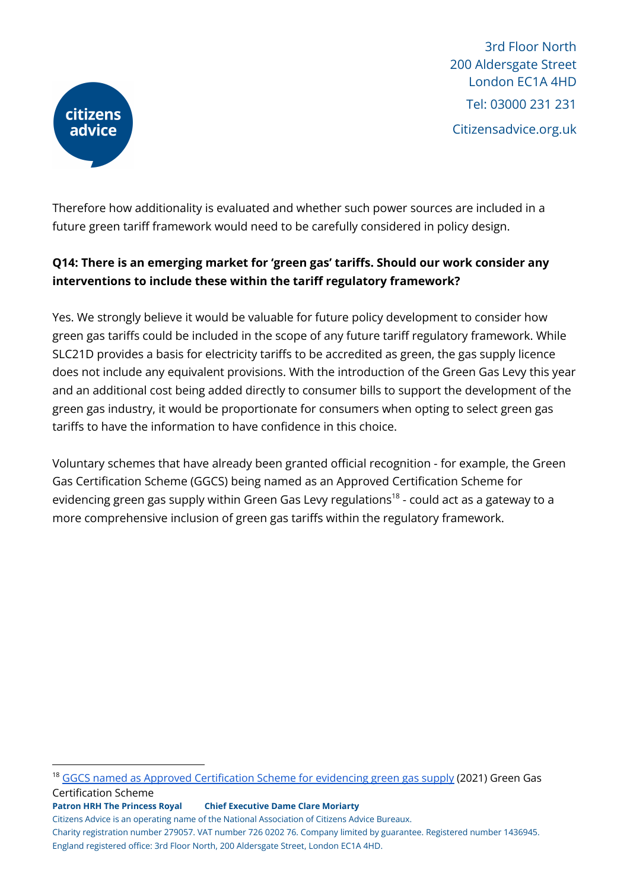Therefore how additionality is evaluated and whether such power sources are included in a future green tariff framework would need to be carefully considered in policy design.

**Q14: There is an emerging market for 'green gas' tariffs. Should our work consider any interventions to include these within the tariff regulatory framework?**

Yes. We strongly believe it would be valuable for future policy development to consider how green gas tariffs could be included in the scope of any future tariff regulatory framework. While SLC21D provides a basis for electricity tariffs to be accredited as green, the gas supply licence does not include any equivalent provisions. With the introduction of the Green Gas Levy this year and an additional cost being added directly to consumer bills to support the development of the green gas industry, it would be proportionate for consumers when opting to select green gas tariffs to have the information to have confidence in this choice.

Voluntary schemes that have already been granted official recognition - for example, the Green Gas Certification Scheme (GGCS) being named as an Approved Certification Scheme for evidencing green gas supply within Green Gas Levy regulations[18] - could act as a gateway to a more comprehensive inclusion of green gas tariffs within the regulatory framework.

[18] GGCS named as Approved Certification Scheme for evidencing green gas supply (2021) Green Gas Certification Scheme